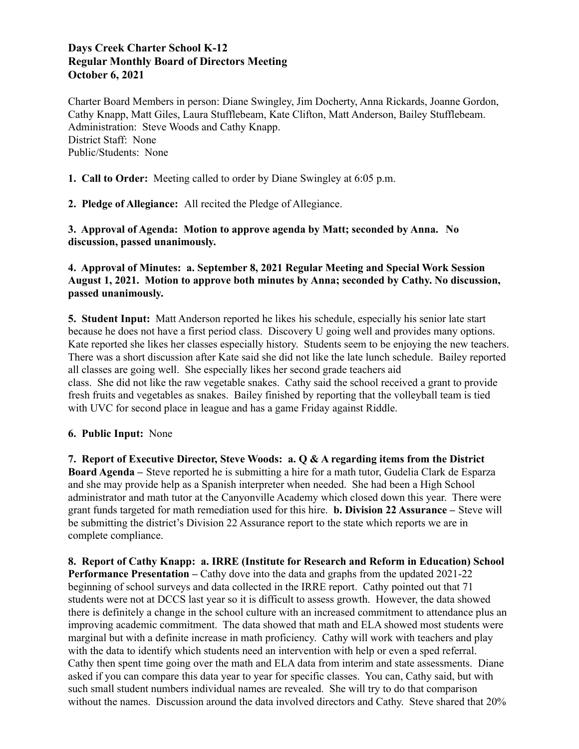**Days Creek Charter School K-12**
**Regular Monthly Board of Directors Meeting**
**October 6, 2021**

Charter Board Members in person: Diane Swingley, Jim Docherty, Anna Rickards, Joanne Gordon, Cathy Knapp, Matt Giles, Laura Stufflebeam, Kate Clifton, Matt Anderson, Bailey Stufflebeam.
Administration: Steve Woods and Cathy Knapp.
District Staff: None
Public/Students: None

**1. Call to Order:** Meeting called to order by Diane Swingley at 6:05 p.m.

**2. Pledge of Allegiance:** All recited the Pledge of Allegiance.

**3. Approval of Agenda: Motion to approve agenda by Matt; seconded by Anna. No discussion, passed unanimously.**

**4. Approval of Minutes: a. September 8, 2021 Regular Meeting and Special Work Session August 1, 2021. Motion to approve both minutes by Anna; seconded by Cathy. No discussion, passed unanimously.**

**5. Student Input:** Matt Anderson reported he likes his schedule, especially his senior late start because he does not have a first period class. Discovery U going well and provides many options. Kate reported she likes her classes especially history. Students seem to be enjoying the new teachers. There was a short discussion after Kate said she did not like the late lunch schedule. Bailey reported all classes are going well. She especially likes her second grade teachers aid class. She did not like the raw vegetable snakes. Cathy said the school received a grant to provide fresh fruits and vegetables as snakes. Bailey finished by reporting that the volleyball team is tied with UVC for second place in league and has a game Friday against Riddle.

**6. Public Input:** None

**7. Report of Executive Director, Steve Woods: a. Q & A regarding items from the District Board Agenda –** Steve reported he is submitting a hire for a math tutor, Gudelia Clark de Esparza and she may provide help as a Spanish interpreter when needed. She had been a High School administrator and math tutor at the Canyonville Academy which closed down this year. There were grant funds targeted for math remediation used for this hire. **b. Division 22 Assurance –** Steve will be submitting the district's Division 22 Assurance report to the state which reports we are in complete compliance.

**8. Report of Cathy Knapp: a. IRRE (Institute for Research and Reform in Education) School Performance Presentation –** Cathy dove into the data and graphs from the updated 2021-22 beginning of school surveys and data collected in the IRRE report. Cathy pointed out that 71 students were not at DCCS last year so it is difficult to assess growth. However, the data showed there is definitely a change in the school culture with an increased commitment to attendance plus an improving academic commitment. The data showed that math and ELA showed most students were marginal but with a definite increase in math proficiency. Cathy will work with teachers and play with the data to identify which students need an intervention with help or even a sped referral. Cathy then spent time going over the math and ELA data from interim and state assessments. Diane asked if you can compare this data year to year for specific classes. You can, Cathy said, but with such small student numbers individual names are revealed. She will try to do that comparison without the names. Discussion around the data involved directors and Cathy. Steve shared that 20%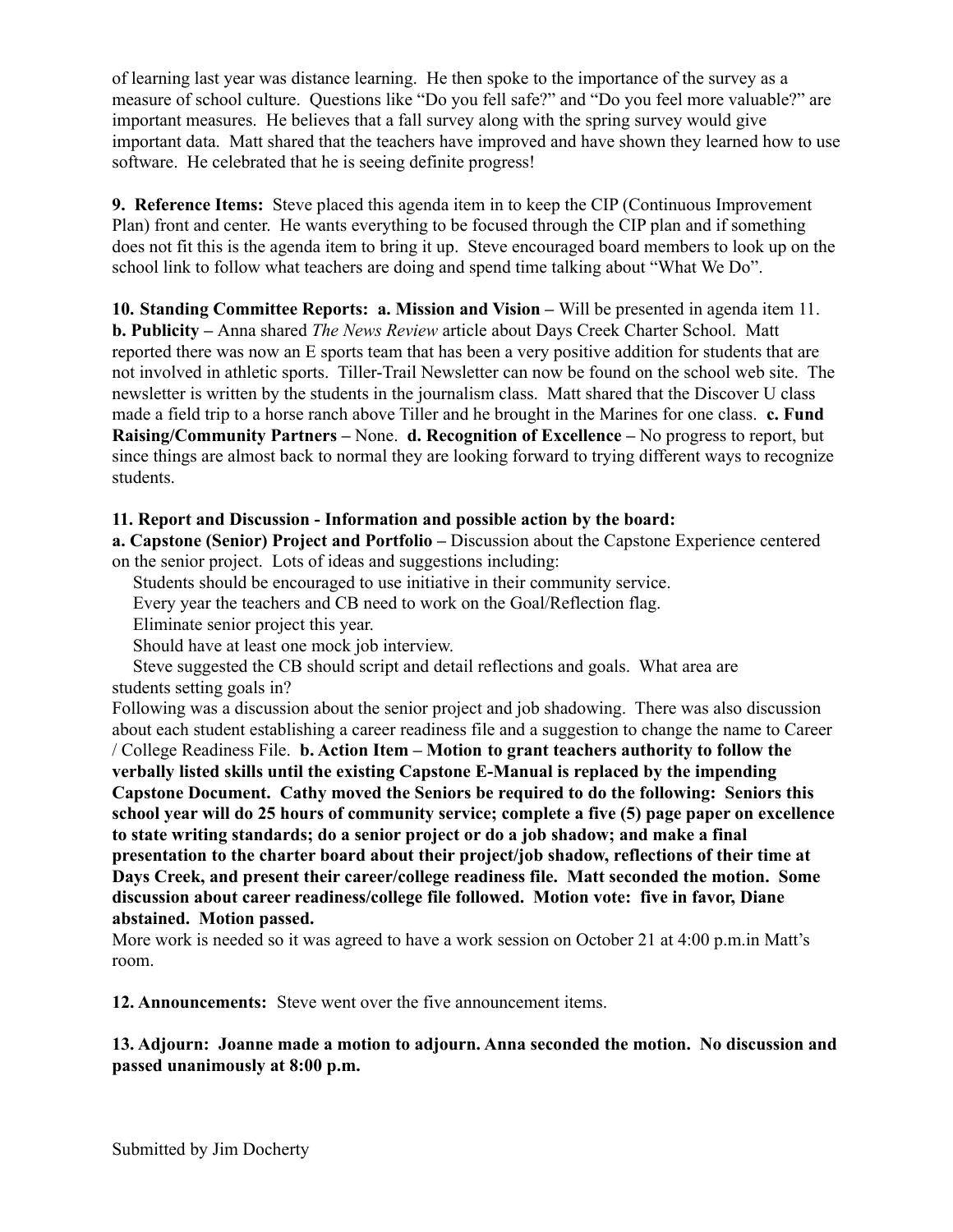of learning last year was distance learning. He then spoke to the importance of the survey as a measure of school culture. Questions like "Do you fell safe?" and "Do you feel more valuable?" are important measures. He believes that a fall survey along with the spring survey would give important data. Matt shared that the teachers have improved and have shown they learned how to use software. He celebrated that he is seeing definite progress!

**9. Reference Items:** Steve placed this agenda item in to keep the CIP (Continuous Improvement Plan) front and center. He wants everything to be focused through the CIP plan and if something does not fit this is the agenda item to bring it up. Steve encouraged board members to look up on the school link to follow what teachers are doing and spend time talking about "What We Do".

**10. Standing Committee Reports: a. Mission and Vision –** Will be presented in agenda item 11. **b. Publicity –** Anna shared *The News Review* article about Days Creek Charter School. Matt reported there was now an E sports team that has been a very positive addition for students that are not involved in athletic sports. Tiller-Trail Newsletter can now be found on the school web site. The newsletter is written by the students in the journalism class. Matt shared that the Discover U class made a field trip to a horse ranch above Tiller and he brought in the Marines for one class. **c. Fund Raising/Community Partners –** None. **d. Recognition of Excellence –** No progress to report, but since things are almost back to normal they are looking forward to trying different ways to recognize students.

**11. Report and Discussion - Information and possible action by the board:**
**a. Capstone (Senior) Project and Portfolio –** Discussion about the Capstone Experience centered on the senior project. Lots of ideas and suggestions including:

Students should be encouraged to use initiative in their community service.
Every year the teachers and CB need to work on the Goal/Reflection flag.
Eliminate senior project this year.
Should have at least one mock job interview.
Steve suggested the CB should script and detail reflections and goals. What area are students setting goals in?

Following was a discussion about the senior project and job shadowing. There was also discussion about each student establishing a career readiness file and a suggestion to change the name to Career / College Readiness File. **b. Action Item – Motion to grant teachers authority to follow the verbally listed skills until the existing Capstone E-Manual is replaced by the impending Capstone Document. Cathy moved the Seniors be required to do the following: Seniors this school year will do 25 hours of community service; complete a five (5) page paper on excellence to state writing standards; do a senior project or do a job shadow; and make a final presentation to the charter board about their project/job shadow, reflections of their time at Days Creek, and present their career/college readiness file. Matt seconded the motion. Some discussion about career readiness/college file followed. Motion vote: five in favor, Diane abstained. Motion passed.**
More work is needed so it was agreed to have a work session on October 21 at 4:00 p.m.in Matt's room.

**12. Announcements:** Steve went over the five announcement items.

**13. Adjourn: Joanne made a motion to adjourn. Anna seconded the motion. No discussion and passed unanimously at 8:00 p.m.**

Submitted by Jim Docherty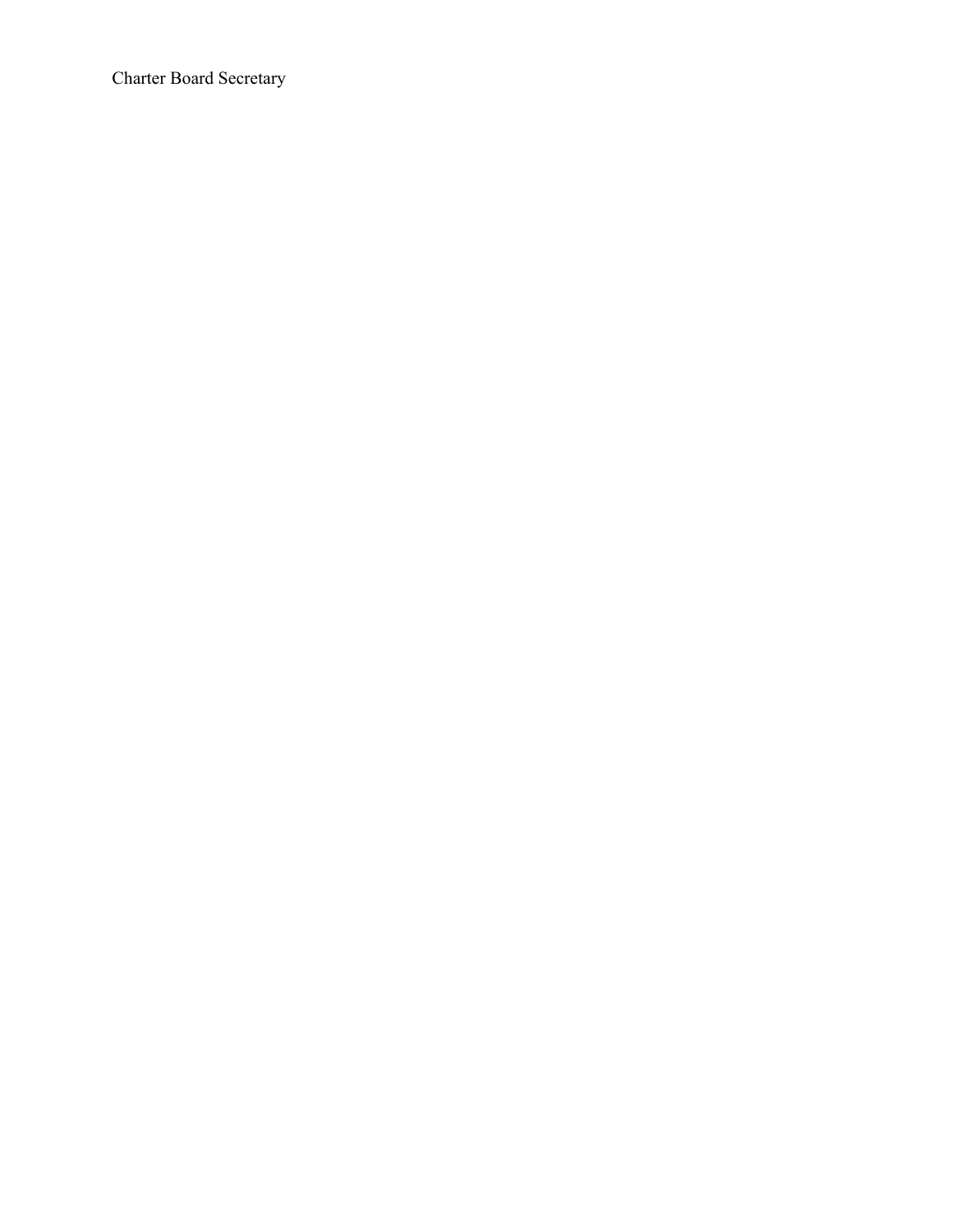Charter Board Secretary